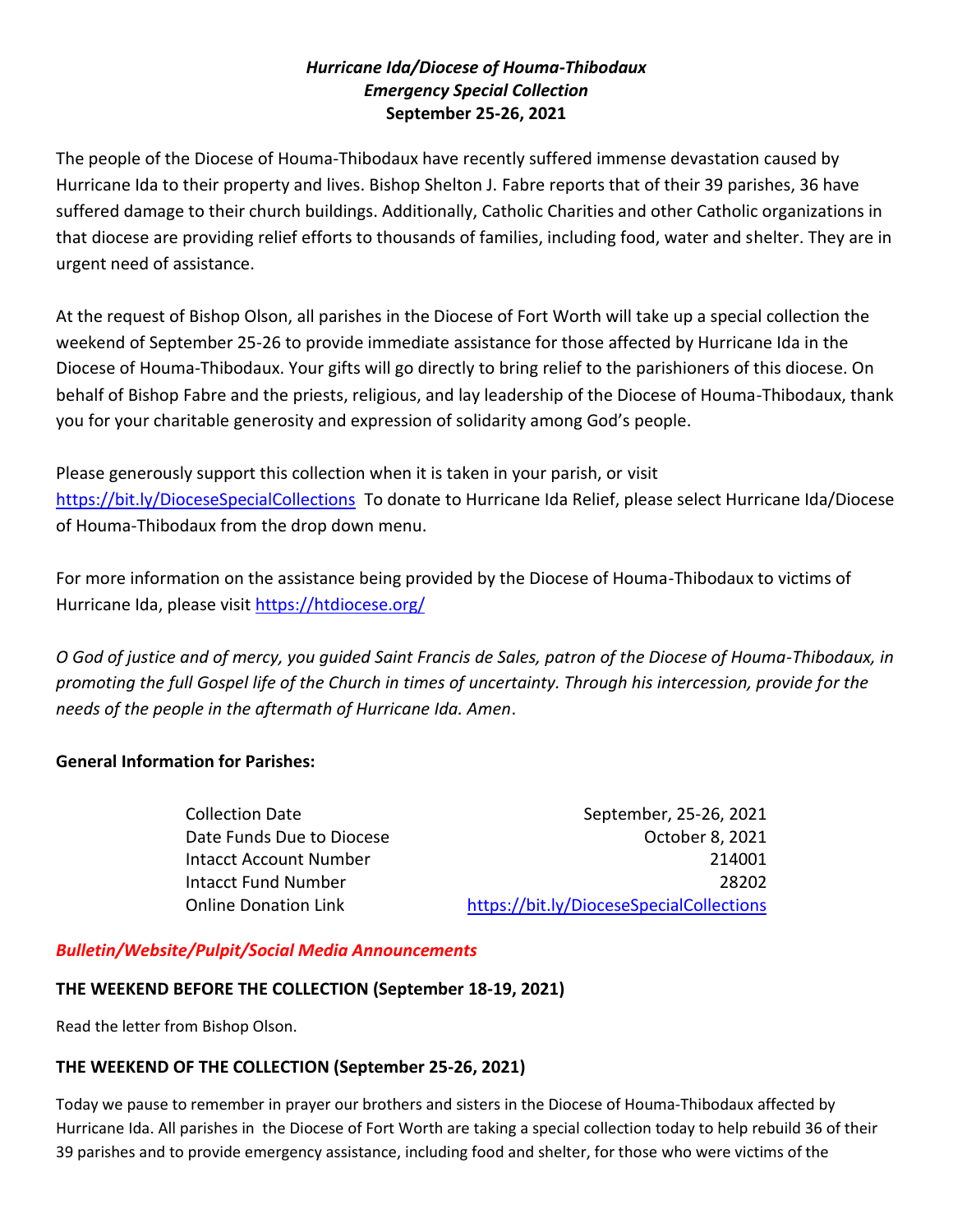***Hurricane Ida/Diocese of Houma-Thibodaux***
***Emergency Special Collection***
**September 25-26, 2021**

The people of the Diocese of Houma-Thibodaux have recently suffered immense devastation caused by Hurricane Ida to their property and lives. Bishop Shelton J. Fabre reports that of their 39 parishes, 36 have suffered damage to their church buildings. Additionally, Catholic Charities and other Catholic organizations in that diocese are providing relief efforts to thousands of families, including food, water and shelter. They are in urgent need of assistance.

At the request of Bishop Olson, all parishes in the Diocese of Fort Worth will take up a special collection the weekend of September 25-26 to provide immediate assistance for those affected by Hurricane Ida in the Diocese of Houma-Thibodaux. Your gifts will go directly to bring relief to the parishioners of this diocese. On behalf of Bishop Fabre and the priests, religious, and lay leadership of the Diocese of Houma-Thibodaux, thank you for your charitable generosity and expression of solidarity among God's people.

Please generously support this collection when it is taken in your parish, or visit https://bit.ly/DioceseSpecialCollections To donate to Hurricane Ida Relief, please select Hurricane Ida/Diocese of Houma-Thibodaux from the drop down menu.

For more information on the assistance being provided by the Diocese of Houma-Thibodaux to victims of Hurricane Ida, please visit https://htdiocese.org/

*O God of justice and of mercy, you guided Saint Francis de Sales, patron of the Diocese of Houma-Thibodaux, in promoting the full Gospel life of the Church in times of uncertainty. Through his intercession, provide for the needs of the people in the aftermath of Hurricane Ida. Amen*.

**General Information for Parishes:**

| | |
|---|---|
| Collection Date | September, 25-26, 2021 |
| Date Funds Due to Diocese | October 8, 2021 |
| Intacct Account Number | 214001 |
| Intacct Fund Number | 28202 |
| Online Donation Link | https://bit.ly/DioceseSpecialCollections |

***Bulletin/Website/Pulpit/Social Media Announcements***

**THE WEEKEND BEFORE THE COLLECTION (September 18-19, 2021)**

Read the letter from Bishop Olson.

**THE WEEKEND OF THE COLLECTION (September 25-26, 2021)**

Today we pause to remember in prayer our brothers and sisters in the Diocese of Houma-Thibodaux affected by Hurricane Ida. All parishes in the Diocese of Fort Worth are taking a special collection today to help rebuild 36 of their 39 parishes and to provide emergency assistance, including food and shelter, for those who were victims of the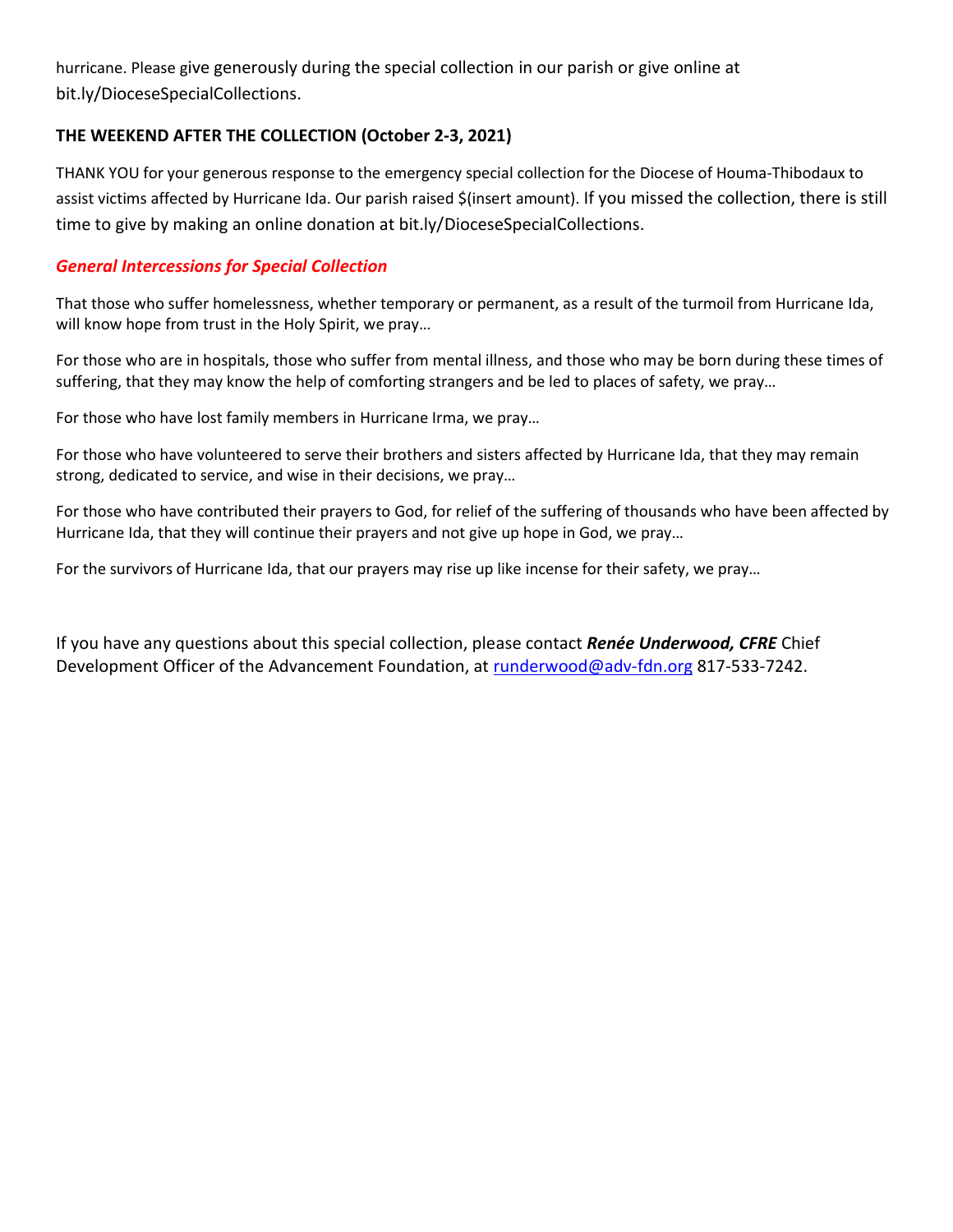hurricane. Please give generously during the special collection in our parish or give online at bit.ly/DioceseSpecialCollections.

**THE WEEKEND AFTER THE COLLECTION (October 2-3, 2021)**

THANK YOU for your generous response to the emergency special collection for the Diocese of Houma-Thibodaux to assist victims affected by Hurricane Ida. Our parish raised $(insert amount). If you missed the collection, there is still time to give by making an online donation at bit.ly/DioceseSpecialCollections.

### *General Intercessions for Special Collection*

That those who suffer homelessness, whether temporary or permanent, as a result of the turmoil from Hurricane Ida, will know hope from trust in the Holy Spirit, we pray…

For those who are in hospitals, those who suffer from mental illness, and those who may be born during these times of suffering, that they may know the help of comforting strangers and be led to places of safety, we pray…

For those who have lost family members in Hurricane Irma, we pray…

For those who have volunteered to serve their brothers and sisters affected by Hurricane Ida, that they may remain strong, dedicated to service, and wise in their decisions, we pray…

For those who have contributed their prayers to God, for relief of the suffering of thousands who have been affected by Hurricane Ida, that they will continue their prayers and not give up hope in God, we pray…

For the survivors of Hurricane Ida, that our prayers may rise up like incense for their safety, we pray…

If you have any questions about this special collection, please contact ***Renée Underwood, CFRE*** Chief Development Officer of the Advancement Foundation, at runderwood@adv-fdn.org 817-533-7242.